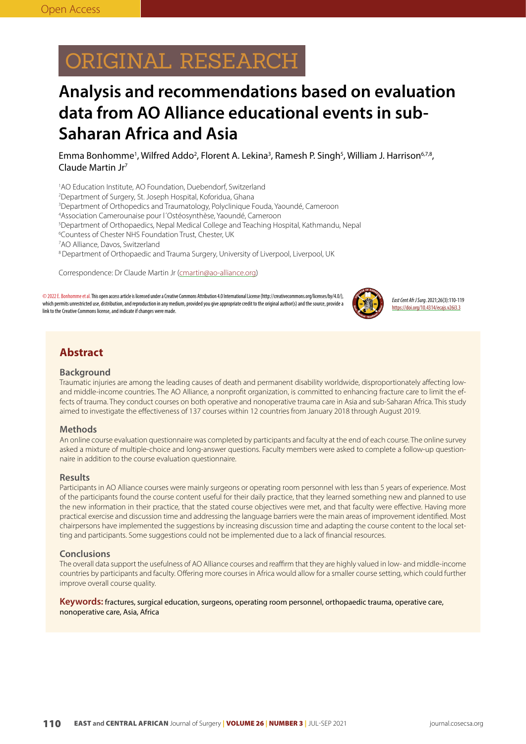ORIGINAL RESEARCH

# Analysis and recommendations based on evaluation data from AO Alliance educational events in sub-Saharan Africa and Asia

Emma Bonhomme[1], Wilfred Addo[2], Florent A. Lekina[3], Ramesh P. Singh[5], William J. Harrison[6,7,8], Claude Martin Jr[7]

[1]AO Education Institute, AO Foundation, Duebendorf, Switzerland
[2]Department of Surgery, St. Joseph Hospital, Koforidua, Ghana
[3]Department of Orthopedics and Traumatology, Polyclinique Fouda, Yaoundé, Cameroon
[4]Association Camerounaise pour l´Ostéosynthèse, Yaoundé, Cameroon
[5]Department of Orthopaedics, Nepal Medical College and Teaching Hospital, Kathmandu, Nepal
[6]Countess of Chester NHS Foundation Trust, Chester, UK
[7]AO Alliance, Davos, Switzerland
[8]Department of Orthopaedic and Trauma Surgery, University of Liverpool, Liverpool, UK

Correspondence: Dr Claude Martin Jr (cmartin@ao-alliance.org)

© 2022 E. Bonhomme et al. This open access article is licensed under a Creative Commons Attribution 4.0 International License (http://creativecommons.org/licenses/by/4.0/), which permits unrestricted use, distribution, and reproduction in any medium, provided you give appropriate credit to the original author(s) and the source, provide a link to the Creative Commons license, and indicate if changes were made.

*East Cent Afr J Surg*. 2021;26(3):110-119
https://doi.org/10.4314/ecajs.v26i3.3

## Abstract

### Background

Traumatic injuries are among the leading causes of death and permanent disability worldwide, disproportionately affecting low- and middle-income countries. The AO Alliance, a nonprofit organization, is committed to enhancing fracture care to limit the effects of trauma. They conduct courses on both operative and nonoperative trauma care in Asia and sub-Saharan Africa. This study aimed to investigate the effectiveness of 137 courses within 12 countries from January 2018 through August 2019.

### Methods

An online course evaluation questionnaire was completed by participants and faculty at the end of each course. The online survey asked a mixture of multiple-choice and long-answer questions. Faculty members were asked to complete a follow-up questionnaire in addition to the course evaluation questionnaire.

### Results

Participants in AO Alliance courses were mainly surgeons or operating room personnel with less than 5 years of experience. Most of the participants found the course content useful for their daily practice, that they learned something new and planned to use the new information in their practice, that the stated course objectives were met, and that faculty were effective. Having more practical exercise and discussion time and addressing the language barriers were the main areas of improvement identified. Most chairpersons have implemented the suggestions by increasing discussion time and adapting the course content to the local setting and participants. Some suggestions could not be implemented due to a lack of financial resources.

### Conclusions

The overall data support the usefulness of AO Alliance courses and reaffirm that they are highly valued in low- and middle-income countries by participants and faculty. Offering more courses in Africa would allow for a smaller course setting, which could further improve overall course quality.

**Keywords:** fractures, surgical education, surgeons, operating room personnel, orthopaedic trauma, operative care, nonoperative care, Asia, Africa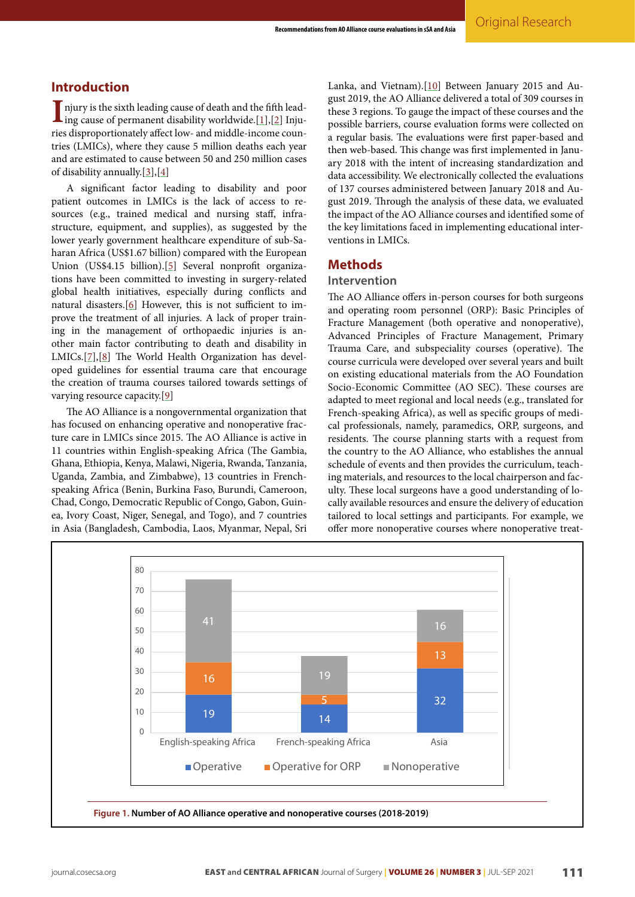## Introduction

Injury is the sixth leading cause of death and the fifth leading cause of permanent disability worldwide.[1],[2] Injuries disproportionately affect low- and middle-income countries (LMICs), where they cause 5 million deaths each year and are estimated to cause between 50 and 250 million cases of disability annually.[3],[4]

A significant factor leading to disability and poor patient outcomes in LMICs is the lack of access to resources (e.g., trained medical and nursing staff, infrastructure, equipment, and supplies), as suggested by the lower yearly government healthcare expenditure of sub-Saharan Africa (US$1.67 billion) compared with the European Union (US$4.15 billion).[5] Several nonprofit organizations have been committed to investing in surgery-related global health initiatives, especially during conflicts and natural disasters.[6] However, this is not sufficient to improve the treatment of all injuries. A lack of proper training in the management of orthopaedic injuries is another main factor contributing to death and disability in LMICs.[7],[8] The World Health Organization has developed guidelines for essential trauma care that encourage the creation of trauma courses tailored towards settings of varying resource capacity.[9]

The AO Alliance is a nongovernmental organization that has focused on enhancing operative and nonoperative fracture care in LMICs since 2015. The AO Alliance is active in 11 countries within English-speaking Africa (The Gambia, Ghana, Ethiopia, Kenya, Malawi, Nigeria, Rwanda, Tanzania, Uganda, Zambia, and Zimbabwe), 13 countries in French-speaking Africa (Benin, Burkina Faso, Burundi, Cameroon, Chad, Congo, Democratic Republic of Congo, Gabon, Guinea, Ivory Coast, Niger, Senegal, and Togo), and 7 countries in Asia (Bangladesh, Cambodia, Laos, Myanmar, Nepal, Sri Lanka, and Vietnam).[10] Between January 2015 and August 2019, the AO Alliance delivered a total of 309 courses in these 3 regions. To gauge the impact of these courses and the possible barriers, course evaluation forms were collected on a regular basis. The evaluations were first paper-based and then web-based. This change was first implemented in January 2018 with the intent of increasing standardization and data accessibility. We electronically collected the evaluations of 137 courses administered between January 2018 and August 2019. Through the analysis of these data, we evaluated the impact of the AO Alliance courses and identified some of the key limitations faced in implementing educational interventions in LMICs.

## Methods

### Intervention

The AO Alliance offers in-person courses for both surgeons and operating room personnel (ORP): Basic Principles of Fracture Management (both operative and nonoperative), Advanced Principles of Fracture Management, Primary Trauma Care, and subspeciality courses (operative). The course curricula were developed over several years and built on existing educational materials from the AO Foundation Socio-Economic Committee (AO SEC). These courses are adapted to meet regional and local needs (e.g., translated for French-speaking Africa), as well as specific groups of medical professionals, namely, paramedics, ORP, surgeons, and residents. The course planning starts with a request from the country to the AO Alliance, who establishes the annual schedule of events and then provides the curriculum, teaching materials, and resources to the local chairperson and faculty. These local surgeons have a good understanding of locally available resources and ensure the delivery of education tailored to local settings and participants. For example, we offer more nonoperative courses where nonoperative treat-

**Figure 1.** Number of AO Alliance operative and nonoperative courses (2018-2019)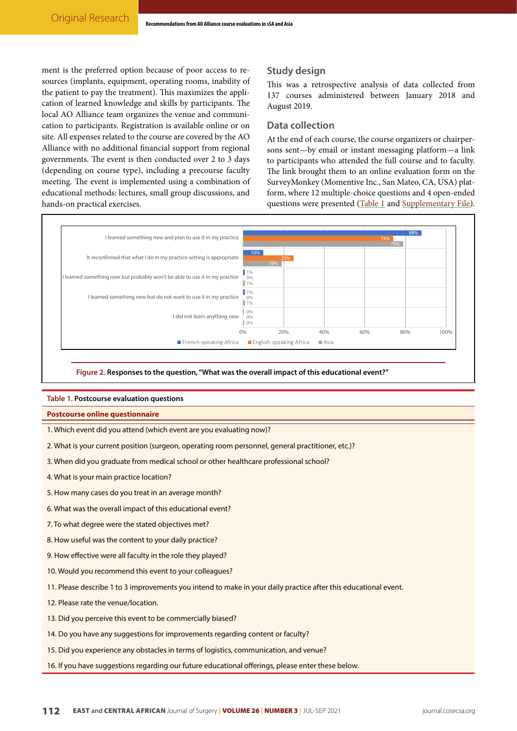ment is the preferred option because of poor access to resources (implants, equipment, operating rooms, inability of the patient to pay the treatment). This maximizes the application of learned knowledge and skills by participants. The local AO Alliance team organizes the venue and communication to participants. Registration is available online or on site. All expenses related to the course are covered by the AO Alliance with no additional financial support from regional governments. The event is then conducted over 2 to 3 days (depending on course type), including a precourse faculty meeting. The event is implemented using a combination of educational methods: lectures, small group discussions, and hands-on practical exercises.

## Study design

This was a retrospective analysis of data collected from 137 courses administered between January 2018 and August 2019.

## Data collection

At the end of each course, the course organizers or chairpersons sent—by email or instant messaging platform—a link to participants who attended the full course and to faculty. The link brought them to an online evaluation form on the SurveyMonkey (Momentive Inc., San Mateo, CA, USA) platform, where 12 multiple-choice questions and 4 open-ended questions were presented (Table 1 and Supplementary File).

| Response | French-speaking Africa | English-speaking Africa | Asia |
|---|---|---|---|
| I learned something new and plan to use it in my practice | 88% | 74% | 79% |
| It reconfirmed that what I do in my practice setting is appropriate | 10% | 25% | 19% |
| I learned something new but probably won't be able to use it in my practice | 1% | 0% | 1% |
| I learned something new but do not want to use it in my practice | 1% | 0% | 1% |
| I did not learn anything new | 0% | 0% | 0% |

**Figure 2.** Responses to the question, "What was the overall impact of this educational event?"

**Table 1.** Postcourse evaluation questions

| Postcourse online questionnaire |
|---|
| 1. Which event did you attend (which event are you evaluating now)? |
| 2. What is your current position (surgeon, operating room personnel, general practitioner, etc.)? |
| 3. When did you graduate from medical school or other healthcare professional school? |
| 4. What is your main practice location? |
| 5. How many cases do you treat in an average month? |
| 6. What was the overall impact of this educational event? |
| 7. To what degree were the stated objectives met? |
| 8. How useful was the content to your daily practice? |
| 9. How effective were all faculty in the role they played? |
| 10. Would you recommend this event to your colleagues? |
| 11. Please describe 1 to 3 improvements you intend to make in your daily practice after this educational event. |
| 12. Please rate the venue/location. |
| 13. Did you perceive this event to be commercially biased? |
| 14. Do you have any suggestions for improvements regarding content or faculty? |
| 15. Did you experience any obstacles in terms of logistics, communication, and venue? |
| 16. If you have suggestions regarding our future educational offerings, please enter these below. |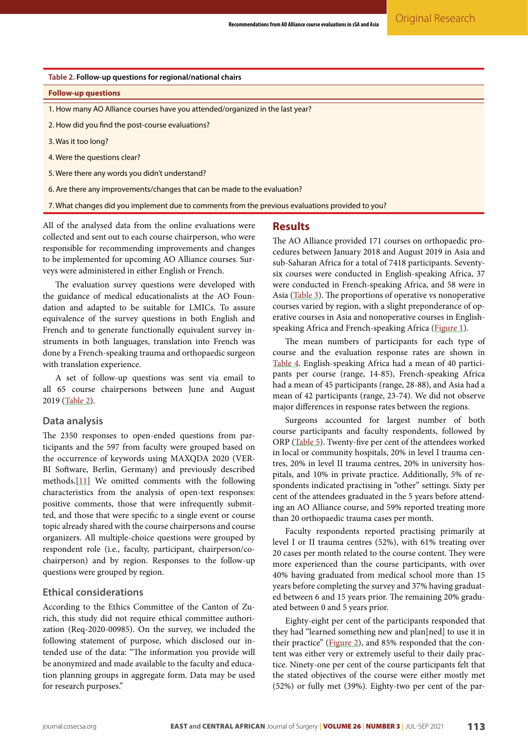**Table 2. Follow-up questions for regional/national chairs**

| Follow-up questions |
|---|
| 1. How many AO Alliance courses have you attended/organized in the last year? |
| 2. How did you find the post-course evaluations? |
| 3. Was it too long? |
| 4. Were the questions clear? |
| 5. Were there any words you didn't understand? |
| 6. Are there any improvements/changes that can be made to the evaluation? |
| 7. What changes did you implement due to comments from the previous evaluations provided to you? |

All of the analysed data from the online evaluations were collected and sent out to each course chairperson, who were responsible for recommending improvements and changes to be implemented for upcoming AO Alliance courses. Surveys were administered in either English or French.

The evaluation survey questions were developed with the guidance of medical educationalists at the AO Foundation and adapted to be suitable for LMICs. To assure equivalence of the survey questions in both English and French and to generate functionally equivalent survey instruments in both languages, translation into French was done by a French-speaking trauma and orthopaedic surgeon with translation experience.

A set of follow-up questions was sent via email to all 65 course chairpersons between June and August 2019 (Table 2).

### Data analysis

The 2350 responses to open-ended questions from participants and the 597 from faculty were grouped based on the occurrence of keywords using MAXQDA 2020 (VERBI Software, Berlin, Germany) and previously described methods.[11] We omitted comments with the following characteristics from the analysis of open-text responses: positive comments, those that were infrequently submitted, and those that were specific to a single event or course topic already shared with the course chairpersons and course organizers. All multiple-choice questions were grouped by respondent role (i.e., faculty, participant, chairperson/co-chairperson) and by region. Responses to the follow-up questions were grouped by region.

### Ethical considerations

According to the Ethics Committee of the Canton of Zurich, this study did not require ethical committee authorization (Req-2020-00985). On the survey, we included the following statement of purpose, which disclosed our intended use of the data: "The information you provide will be anonymized and made available to the faculty and education planning groups in aggregate form. Data may be used for research purposes."

## Results

The AO Alliance provided 171 courses on orthopaedic procedures between January 2018 and August 2019 in Asia and sub-Saharan Africa for a total of 7418 participants. Seventy-six courses were conducted in English-speaking Africa, 37 were conducted in French-speaking Africa, and 58 were in Asia (Table 3). The proportions of operative vs nonoperative courses varied by region, with a slight preponderance of operative courses in Asia and nonoperative courses in English-speaking Africa and French-speaking Africa (Figure 1).

The mean numbers of participants for each type of course and the evaluation response rates are shown in Table 4. English-speaking Africa had a mean of 40 participants per course (range, 14-85), French-speaking Africa had a mean of 45 participants (range, 28-88), and Asia had a mean of 42 participants (range, 23-74). We did not observe major differences in response rates between the regions.

Surgeons accounted for largest number of both course participants and faculty respondents, followed by ORP (Table 5). Twenty-five per cent of the attendees worked in local or community hospitals, 20% in level I trauma centres, 20% in level II trauma centres, 20% in university hospitals, and 10% in private practice. Additionally, 5% of respondents indicated practising in "other" settings. Sixty per cent of the attendees graduated in the 5 years before attending an AO Alliance course, and 59% reported treating more than 20 orthopaedic trauma cases per month.

Faculty respondents reported practising primarily at level I or II trauma centres (52%), with 61% treating over 20 cases per month related to the course content. They were more experienced than the course participants, with over 40% having graduated from medical school more than 15 years before completing the survey and 37% having graduated between 6 and 15 years prior. The remaining 20% graduated between 0 and 5 years prior.

Eighty-eight per cent of the participants responded that they had "learned something new and plan[ned] to use it in their practice" (Figure 2), and 85% responded that the content was either very or extremely useful to their daily practice. Ninety-one per cent of the course participants felt that the stated objectives of the course were either mostly met (52%) or fully met (39%). Eighty-two per cent of the par-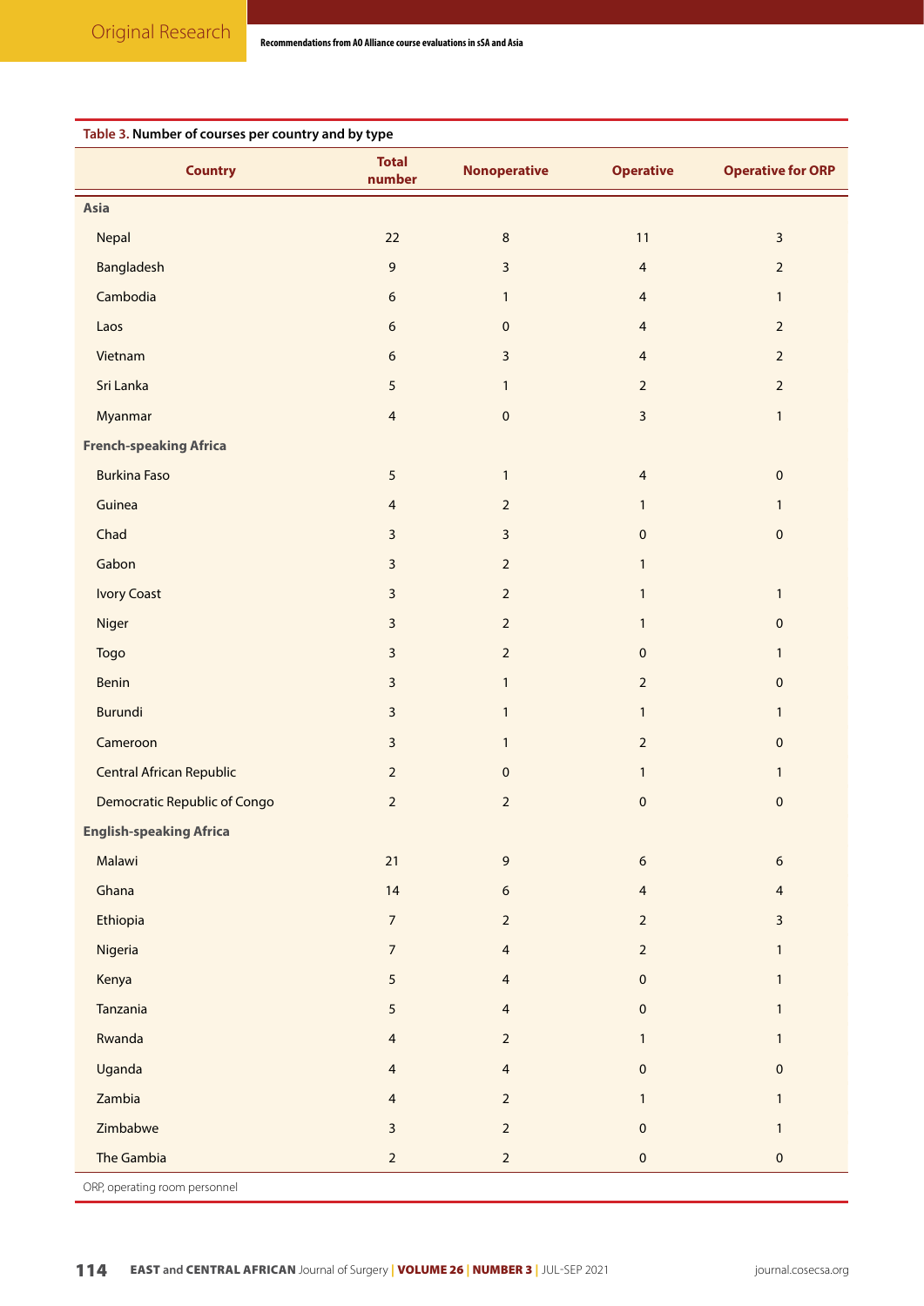**Table 3.** Number of courses per country and by type

| Country | Total number | Nonoperative | Operative | Operative for ORP |
|---|---|---|---|---|
| **Asia** | | | | |
| Nepal | 22 | 8 | 11 | 3 |
| Bangladesh | 9 | 3 | 4 | 2 |
| Cambodia | 6 | 1 | 4 | 1 |
| Laos | 6 | 0 | 4 | 2 |
| Vietnam | 6 | 3 | 4 | 2 |
| Sri Lanka | 5 | 1 | 2 | 2 |
| Myanmar | 4 | 0 | 3 | 1 |
| **French-speaking Africa** | | | | |
| Burkina Faso | 5 | 1 | 4 | 0 |
| Guinea | 4 | 2 | 1 | 1 |
| Chad | 3 | 3 | 0 | 0 |
| Gabon | 3 | 2 | 1 | |
| Ivory Coast | 3 | 2 | 1 | 1 |
| Niger | 3 | 2 | 1 | 0 |
| Togo | 3 | 2 | 0 | 1 |
| Benin | 3 | 1 | 2 | 0 |
| Burundi | 3 | 1 | 1 | 1 |
| Cameroon | 3 | 1 | 2 | 0 |
| Central African Republic | 2 | 0 | 1 | 1 |
| Democratic Republic of Congo | 2 | 2 | 0 | 0 |
| **English-speaking Africa** | | | | |
| Malawi | 21 | 9 | 6 | 6 |
| Ghana | 14 | 6 | 4 | 4 |
| Ethiopia | 7 | 2 | 2 | 3 |
| Nigeria | 7 | 4 | 2 | 1 |
| Kenya | 5 | 4 | 0 | 1 |
| Tanzania | 5 | 4 | 0 | 1 |
| Rwanda | 4 | 2 | 1 | 1 |
| Uganda | 4 | 4 | 0 | 0 |
| Zambia | 4 | 2 | 1 | 1 |
| Zimbabwe | 3 | 2 | 0 | 1 |
| The Gambia | 2 | 2 | 0 | 0 |

ORP, operating room personnel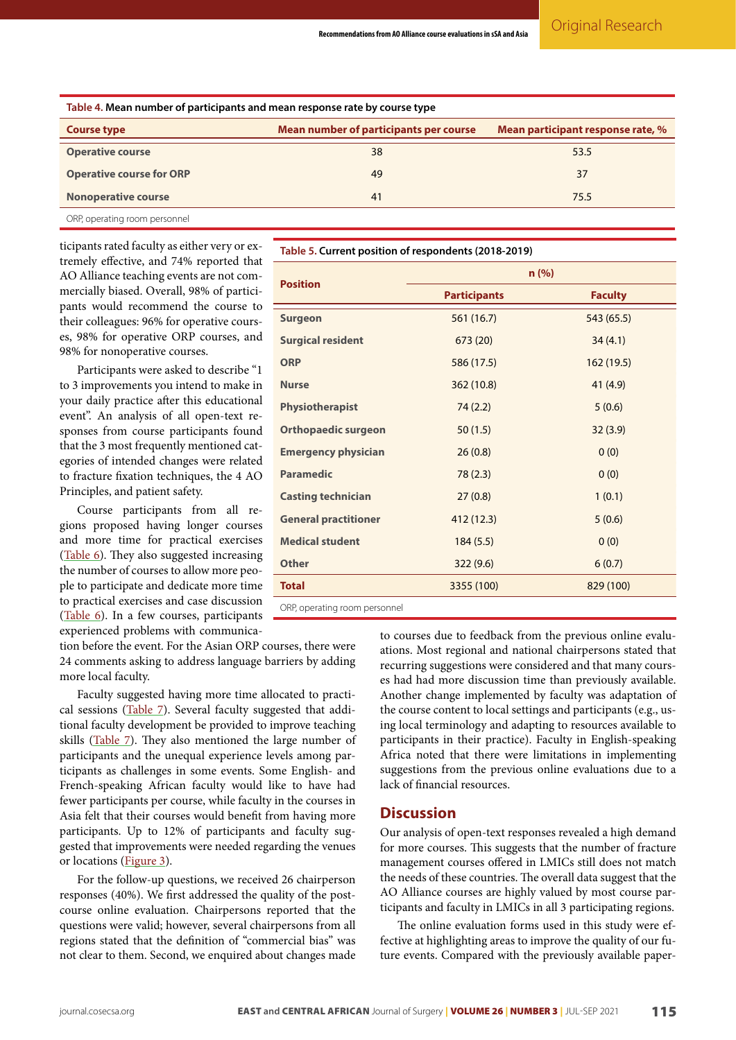**Table 4.** Mean number of participants and mean response rate by course type

| Course type | Mean number of participants per course | Mean participant response rate, % |
|---|---|---|
| Operative course | 38 | 53.5 |
| Operative course for ORP | 49 | 37 |
| Nonoperative course | 41 | 75.5 |

ORP, operating room personnel

ticipants rated faculty as either very or extremely effective, and 74% reported that AO Alliance teaching events are not commercially biased. Overall, 98% of participants would recommend the course to their colleagues: 96% for operative courses, 98% for operative ORP courses, and 98% for nonoperative courses.

Participants were asked to describe "1 to 3 improvements you intend to make in your daily practice after this educational event". An analysis of all open-text responses from course participants found that the 3 most frequently mentioned categories of intended changes were related to fracture fixation techniques, the 4 AO Principles, and patient safety.

Course participants from all regions proposed having longer courses and more time for practical exercises (Table 6). They also suggested increasing the number of courses to allow more people to participate and dedicate more time to practical exercises and case discussion (Table 6). In a few courses, participants experienced problems with communication before the event. For the Asian ORP courses, there were 24 comments asking to address language barriers by adding more local faculty.

**Table 5.** Current position of respondents (2018-2019)

| Position | n (%) | |
|---|---|---|
| | Participants | Faculty |
| Surgeon | 561 (16.7) | 543 (65.5) |
| Surgical resident | 673 (20) | 34 (4.1) |
| ORP | 586 (17.5) | 162 (19.5) |
| Nurse | 362 (10.8) | 41 (4.9) |
| Physiotherapist | 74 (2.2) | 5 (0.6) |
| Orthopaedic surgeon | 50 (1.5) | 32 (3.9) |
| Emergency physician | 26 (0.8) | 0 (0) |
| Paramedic | 78 (2.3) | 0 (0) |
| Casting technician | 27 (0.8) | 1 (0.1) |
| General practitioner | 412 (12.3) | 5 (0.6) |
| Medical student | 184 (5.5) | 0 (0) |
| Other | 322 (9.6) | 6 (0.7) |
| Total | 3355 (100) | 829 (100) |

ORP, operating room personnel

Faculty suggested having more time allocated to practical sessions (Table 7). Several faculty suggested that additional faculty development be provided to improve teaching skills (Table 7). They also mentioned the large number of participants and the unequal experience levels among participants as challenges in some events. Some English- and French-speaking African faculty would like to have had fewer participants per course, while faculty in the courses in Asia felt that their courses would benefit from having more participants. Up to 12% of participants and faculty suggested that improvements were needed regarding the venues or locations (Figure 3).

For the follow-up questions, we received 26 chairperson responses (40%). We first addressed the quality of the post-course online evaluation. Chairpersons reported that the questions were valid; however, several chairpersons from all regions stated that the definition of "commercial bias" was not clear to them. Second, we enquired about changes made to courses due to feedback from the previous online evaluations. Most regional and national chairpersons stated that recurring suggestions were considered and that many courses had had more discussion time than previously available. Another change implemented by faculty was adaptation of the course content to local settings and participants (e.g., using local terminology and adapting to resources available to participants in their practice). Faculty in English-speaking Africa noted that there were limitations in implementing suggestions from the previous online evaluations due to a lack of financial resources.

## Discussion

Our analysis of open-text responses revealed a high demand for more courses. This suggests that the number of fracture management courses offered in LMICs still does not match the needs of these countries. The overall data suggest that the AO Alliance courses are highly valued by most course participants and faculty in LMICs in all 3 participating regions.

The online evaluation forms used in this study were effective at highlighting areas to improve the quality of our future events. Compared with the previously available paper-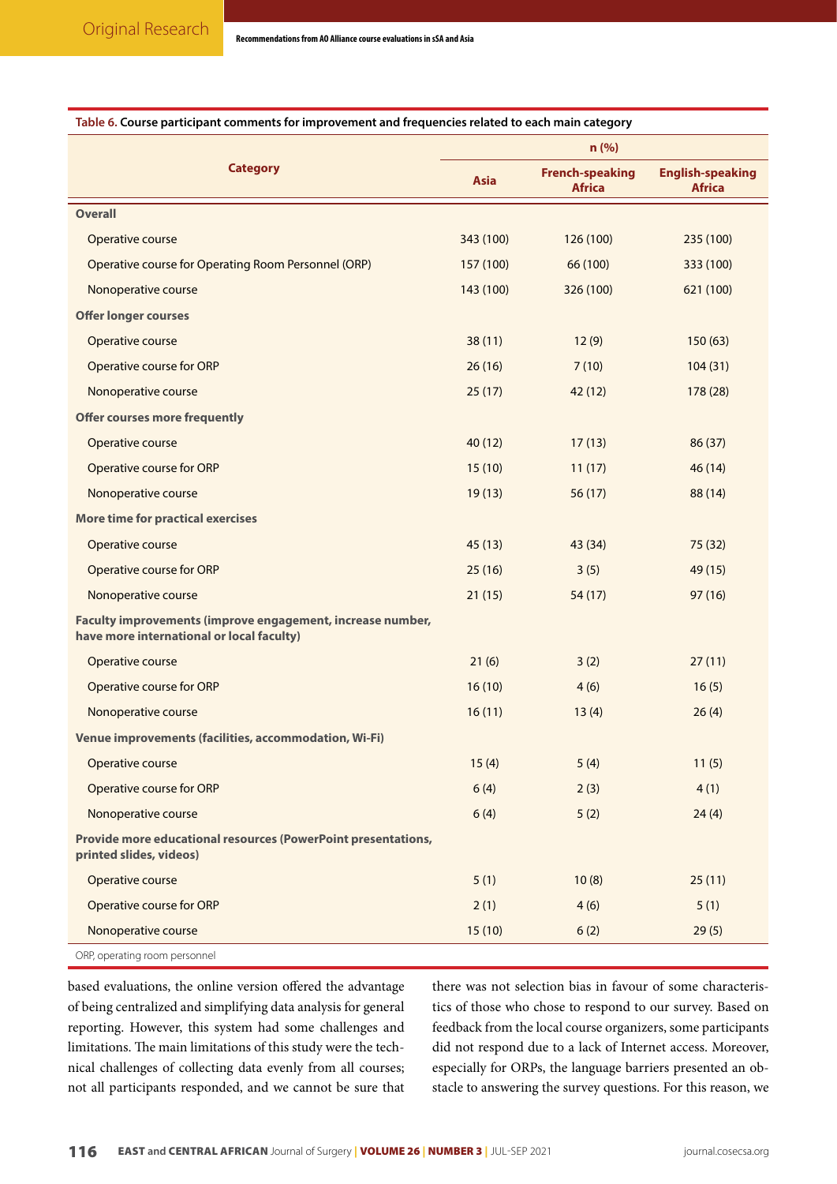**Table 6. Course participant comments for improvement and frequencies related to each main category**

| Category | n (%) | | |
|---|---|---|---|
| | Asia | French-speaking Africa | English-speaking Africa |
| **Overall** | | | |
| Operative course | 343 (100) | 126 (100) | 235 (100) |
| Operative course for Operating Room Personnel (ORP) | 157 (100) | 66 (100) | 333 (100) |
| Nonoperative course | 143 (100) | 326 (100) | 621 (100) |
| **Offer longer courses** | | | |
| Operative course | 38 (11) | 12 (9) | 150 (63) |
| Operative course for ORP | 26 (16) | 7 (10) | 104 (31) |
| Nonoperative course | 25 (17) | 42 (12) | 178 (28) |
| **Offer courses more frequently** | | | |
| Operative course | 40 (12) | 17 (13) | 86 (37) |
| Operative course for ORP | 15 (10) | 11 (17) | 46 (14) |
| Nonoperative course | 19 (13) | 56 (17) | 88 (14) |
| **More time for practical exercises** | | | |
| Operative course | 45 (13) | 43 (34) | 75 (32) |
| Operative course for ORP | 25 (16) | 3 (5) | 49 (15) |
| Nonoperative course | 21 (15) | 54 (17) | 97 (16) |
| **Faculty improvements (improve engagement, increase number, have more international or local faculty)** | | | |
| Operative course | 21 (6) | 3 (2) | 27 (11) |
| Operative course for ORP | 16 (10) | 4 (6) | 16 (5) |
| Nonoperative course | 16 (11) | 13 (4) | 26 (4) |
| **Venue improvements (facilities, accommodation, Wi-Fi)** | | | |
| Operative course | 15 (4) | 5 (4) | 11 (5) |
| Operative course for ORP | 6 (4) | 2 (3) | 4 (1) |
| Nonoperative course | 6 (4) | 5 (2) | 24 (4) |
| **Provide more educational resources (PowerPoint presentations, printed slides, videos)** | | | |
| Operative course | 5 (1) | 10 (8) | 25 (11) |
| Operative course for ORP | 2 (1) | 4 (6) | 5 (1) |
| Nonoperative course | 15 (10) | 6 (2) | 29 (5) |

ORP, operating room personnel

based evaluations, the online version offered the advantage of being centralized and simplifying data analysis for general reporting. However, this system had some challenges and limitations. The main limitations of this study were the technical challenges of collecting data evenly from all courses; not all participants responded, and we cannot be sure that there was not selection bias in favour of some characteristics of those who chose to respond to our survey. Based on feedback from the local course organizers, some participants did not respond due to a lack of Internet access. Moreover, especially for ORPs, the language barriers presented an obstacle to answering the survey questions. For this reason, we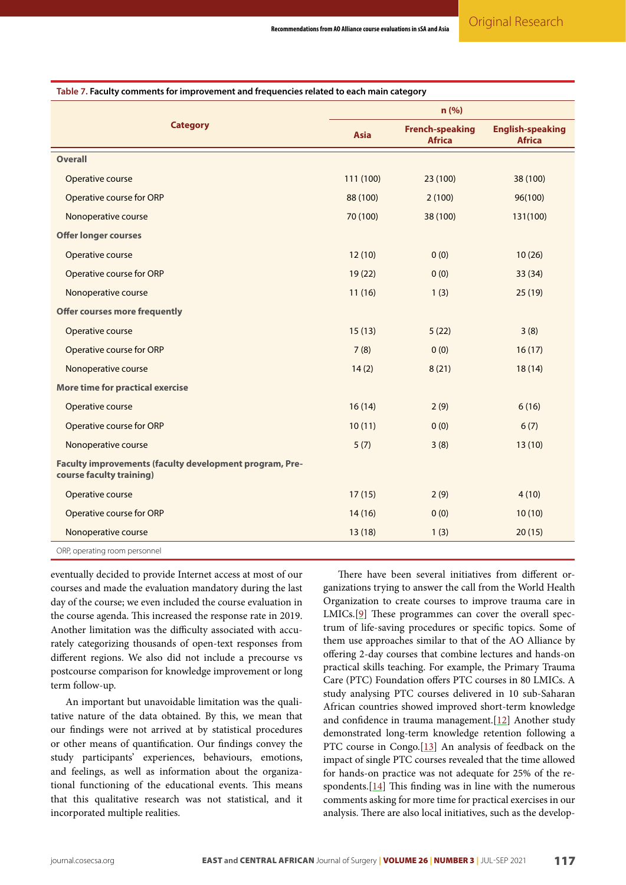**Table 7. Faculty comments for improvement and frequencies related to each main category**

| Category | n (%) | | |
|---|---|---|---|
| | Asia | French-speaking Africa | English-speaking Africa |
| **Overall** | | | |
| Operative course | 111 (100) | 23 (100) | 38 (100) |
| Operative course for ORP | 88 (100) | 2 (100) | 96(100) |
| Nonoperative course | 70 (100) | 38 (100) | 131(100) |
| **Offer longer courses** | | | |
| Operative course | 12 (10) | 0 (0) | 10 (26) |
| Operative course for ORP | 19 (22) | 0 (0) | 33 (34) |
| Nonoperative course | 11 (16) | 1 (3) | 25 (19) |
| **Offer courses more frequently** | | | |
| Operative course | 15 (13) | 5 (22) | 3 (8) |
| Operative course for ORP | 7 (8) | 0 (0) | 16 (17) |
| Nonoperative course | 14 (2) | 8 (21) | 18 (14) |
| **More time for practical exercise** | | | |
| Operative course | 16 (14) | 2 (9) | 6 (16) |
| Operative course for ORP | 10 (11) | 0 (0) | 6 (7) |
| Nonoperative course | 5 (7) | 3 (8) | 13 (10) |
| **Faculty improvements (faculty development program, Pre-course faculty training)** | | | |
| Operative course | 17 (15) | 2 (9) | 4 (10) |
| Operative course for ORP | 14 (16) | 0 (0) | 10 (10) |
| Nonoperative course | 13 (18) | 1 (3) | 20 (15) |

ORP, operating room personnel

eventually decided to provide Internet access at most of our courses and made the evaluation mandatory during the last day of the course; we even included the course evaluation in the course agenda. This increased the response rate in 2019. Another limitation was the difficulty associated with accurately categorizing thousands of open-text responses from different regions. We also did not include a precourse vs postcourse comparison for knowledge improvement or long term follow-up.

An important but unavoidable limitation was the qualitative nature of the data obtained. By this, we mean that our findings were not arrived at by statistical procedures or other means of quantification. Our findings convey the study participants' experiences, behaviours, emotions, and feelings, as well as information about the organizational functioning of the educational events. This means that this qualitative research was not statistical, and it incorporated multiple realities.

There have been several initiatives from different organizations trying to answer the call from the World Health Organization to create courses to improve trauma care in LMICs.[9] These programmes can cover the overall spectrum of life-saving procedures or specific topics. Some of them use approaches similar to that of the AO Alliance by offering 2-day courses that combine lectures and hands-on practical skills teaching. For example, the Primary Trauma Care (PTC) Foundation offers PTC courses in 80 LMICs. A study analysing PTC courses delivered in 10 sub-Saharan African countries showed improved short-term knowledge and confidence in trauma management.[12] Another study demonstrated long-term knowledge retention following a PTC course in Congo.[13] An analysis of feedback on the impact of single PTC courses revealed that the time allowed for hands-on practice was not adequate for 25% of the respondents.[14] This finding was in line with the numerous comments asking for more time for practical exercises in our analysis. There are also local initiatives, such as the develop-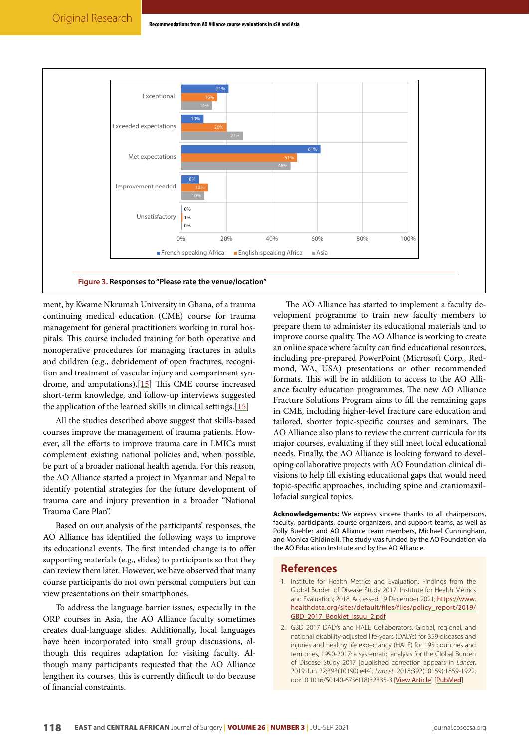Figure 3. Responses to "Please rate the venue/location"

| Response | French-speaking Africa | English-speaking Africa | Asia |
|---|---|---|---|
| Exceptional | 21% | 16% | 14% |
| Exceeded expectations | 10% | 20% | 27% |
| Met expectations | 61% | 51% | 48% |
| Improvement needed | 8% | 12% | 10% |
| Unsatisfactory | 0% | 1% | 0% |

ment, by Kwame Nkrumah University in Ghana, of a trauma continuing medical education (CME) course for trauma management for general practitioners working in rural hospitals. This course included training for both operative and nonoperative procedures for managing fractures in adults and children (e.g., debridement of open fractures, recognition and treatment of vascular injury and compartment syndrome, and amputations).[15] This CME course increased short-term knowledge, and follow-up interviews suggested the application of the learned skills in clinical settings.[15]

All the studies described above suggest that skills-based courses improve the management of trauma patients. However, all the efforts to improve trauma care in LMICs must complement existing national policies and, when possible, be part of a broader national health agenda. For this reason, the AO Alliance started a project in Myanmar and Nepal to identify potential strategies for the future development of trauma care and injury prevention in a broader "National Trauma Care Plan".

Based on our analysis of the participants' responses, the AO Alliance has identified the following ways to improve its educational events. The first intended change is to offer supporting materials (e.g., slides) to participants so that they can review them later. However, we have observed that many course participants do not own personal computers but can view presentations on their smartphones.

To address the language barrier issues, especially in the ORP courses in Asia, the AO Alliance faculty sometimes creates dual-language slides. Additionally, local languages have been incorporated into small group discussions, although this requires adaptation for visiting faculty. Although many participants requested that the AO Alliance lengthen its courses, this is currently difficult to do because of financial constraints.

The AO Alliance has started to implement a faculty development programme to train new faculty members to prepare them to administer its educational materials and to improve course quality. The AO Alliance is working to create an online space where faculty can find educational resources, including pre-prepared PowerPoint (Microsoft Corp., Redmond, WA, USA) presentations or other recommended formats. This will be in addition to access to the AO Alliance faculty education programmes. The new AO Alliance Fracture Solutions Program aims to fill the remaining gaps in CME, including higher-level fracture care education and tailored, shorter topic-specific courses and seminars. The AO Alliance also plans to review the current curricula for its major courses, evaluating if they still meet local educational needs. Finally, the AO Alliance is looking forward to developing collaborative projects with AO Foundation clinical divisions to help fill existing educational gaps that would need topic-specific approaches, including spine and craniomaxillofacial surgical topics.

**Acknowledgements:** We express sincere thanks to all chairpersons, faculty, participants, course organizers, and support teams, as well as Polly Buehler and AO Alliance team members, Michael Cunningham, and Monica Ghidinelli. The study was funded by the AO Foundation via the AO Education Institute and by the AO Alliance.

## References

1. Institute for Health Metrics and Evaluation. Findings from the Global Burden of Disease Study 2017. Institute for Health Metrics and Evaluation; 2018. Accessed 19 December 2021; https://www.healthdata.org/sites/default/files/files/policy_report/2019/GBD_2017_Booklet_Issuu_2.pdf
2. GBD 2017 DALYs and HALE Collaborators. Global, regional, and national disability-adjusted life-years (DALYs) for 359 diseases and injuries and healthy life expectancy (HALE) for 195 countries and territories, 1990-2017: a systematic analysis for the Global Burden of Disease Study 2017 [published correction appears in *Lancet*. 2019 Jun 22;393(10190):e44]. *Lancet.* 2018;392(10159):1859-1922. doi:10.1016/S0140-6736(18)32335-3 [View Article] [PubMed]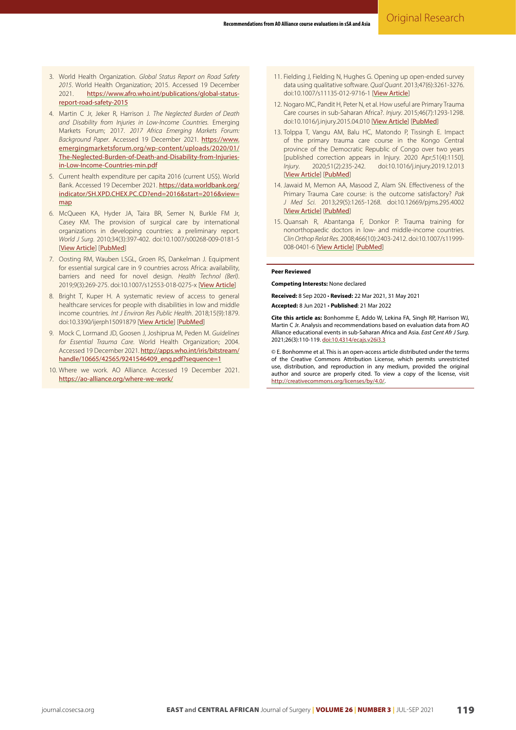3. World Health Organization. *Global Status Report on Road Safety 2015*. World Health Organization; 2015. Accessed 19 December 2021. https://www.afro.who.int/publications/global-status-report-road-safety-2015
4. Martin C Jr, Jeker R, Harrison J. *The Neglected Burden of Death and Disability from Injuries in Low-Income Countries.* Emerging Markets Forum; 2017. *2017 Africa Emerging Markets Forum: Background Paper*. Accessed 19 December 2021. https://www.emergingmarketsforum.org/wp-content/uploads/2020/01/The-Neglected-Burden-of-Death-and-Disability-from-Injuries-in-Low-Income-Countries-min.pdf
5. Current health expenditure per capita 2016 (current US$). World Bank. Accessed 19 December 2021. https://data.worldbank.org/indicator/SH.XPD.CHEX.PC.CD?end=2016&start=2016&view=map
6. McQueen KA, Hyder JA, Taira BR, Semer N, Burkle FM Jr, Casey KM. The provision of surgical care by international organizations in developing countries: a preliminary report. *World J Surg*. 2010;34(3):397-402. doi:10.1007/s00268-009-0181-5 [View Article] [PubMed]
7. Oosting RM, Wauben LSGL, Groen RS, Dankelman J. Equipment for essential surgical care in 9 countries across Africa: availability, barriers and need for novel design. *Health Technol (Berl)*. 2019;9(3):269-275. doi:10.1007/s12553-018-0275-x [View Article]
8. Bright T, Kuper H. A systematic review of access to general healthcare services for people with disabilities in low and middle income countries. *Int J Environ Res Public Health*. 2018;15(9):1879. doi:10.3390/ijerph15091879 [View Article] [PubMed]
9. Mock C, Lormand JD, Goosen J, Joshipura M, Peden M. *Guidelines for Essential Trauma Care*. World Health Organization; 2004. Accessed 19 December 2021. http://apps.who.int/iris/bitstream/handle/10665/42565/9241546409_eng.pdf?sequence=1
10. Where we work. AO Alliance. Accessed 19 December 2021. https://ao-alliance.org/where-we-work/
11. Fielding J, Fielding N, Hughes G. Opening up open-ended survey data using qualitative software. *Qual Quant*. 2013;47(6):3261-3276. doi:10.1007/s11135-012-9716-1 [View Article]
12. Nogaro MC, Pandit H, Peter N, et al. How useful are Primary Trauma Care courses in sub-Saharan Africa?. *Injury*. 2015;46(7):1293-1298. doi:10.1016/j.injury.2015.04.010 [View Article] [PubMed]
13. Tolppa T, Vangu AM, Balu HC, Matondo P, Tissingh E. Impact of the primary trauma care course in the Kongo Central province of the Democratic Republic of Congo over two years [published correction appears in Injury. 2020 Apr;51(4):1150]. *Injury*. 2020;51(2):235-242. doi:10.1016/j.injury.2019.12.013 [View Article] [PubMed]
14. Jawaid M, Memon AA, Masood Z, Alam SN. Effectiveness of the Primary Trauma Care course: is the outcome satisfactory? *Pak J Med Sci*. 2013;29(5):1265-1268. doi:10.12669/pjms.295.4002 [View Article] [PubMed]
15. Quansah R, Abantanga F, Donkor P. Trauma training for nonorthopaedic doctors in low- and middle-income countries. *Clin Orthop Relat Res*. 2008;466(10):2403-2412. doi:10.1007/s11999-008-0401-6 [View Article] [PubMed]

**Peer Reviewed**

**Competing Interests:** None declared

**Received:** 8 Sep 2020 • **Revised:** 22 Mar 2021, 31 May 2021

**Accepted:** 8 Jun 2021 • **Published**: 21 Mar 2022

**Cite this article as:** Bonhomme E, Addo W, Lekina FA, Singh RP, Harrison WJ, Martin C Jr. Analysis and recommendations based on evaluation data from AO Alliance educational events in sub-Saharan Africa and Asia. *East Cent Afr J Surg*. 2021;26(3):110-119. doi:10.4314/ecajs.v26i3.3

© E. Bonhomme et al. This is an open-access article distributed under the terms of the Creative Commons Attribution License, which permits unrestricted use, distribution, and reproduction in any medium, provided the original author and source are properly cited. To view a copy of the license, visit http://creativecommons.org/licenses/by/4.0/.